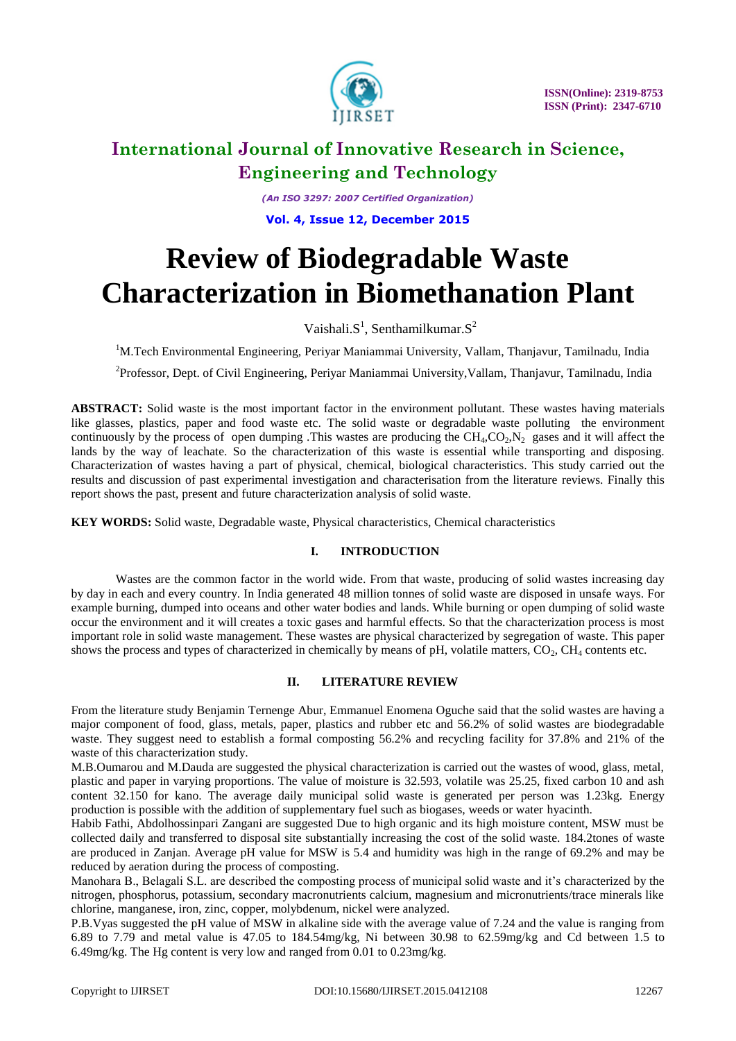# International Journal of Innovative Research in Science, Engineering and Technology

*(An ISO 3297: 2007 Certified Organization)*

**Vol. 4, Issue 12, December 2015**

# Review of Biodegradable Waste Characterization in Biomethanation Plant

Vaishali.S[1], Senthamilkumar.S[2]

[1]M.Tech Environmental Engineering, Periyar Maniammai University, Vallam, Thanjavur, Tamilnadu, India

[2]Professor, Dept. of Civil Engineering, Periyar Maniammai University,Vallam, Thanjavur, Tamilnadu, India

**ABSTRACT:** Solid waste is the most important factor in the environment pollutant. These wastes having materials like glasses, plastics, paper and food waste etc. The solid waste or degradable waste polluting the environment continuously by the process of open dumping .This wastes are producing the $CH_4$,$CO_2$,$N_2$ gases and it will affect the lands by the way of leachate. So the characterization of this waste is essential while transporting and disposing. Characterization of wastes having a part of physical, chemical, biological characteristics. This study carried out the results and discussion of past experimental investigation and characterisation from the literature reviews. Finally this report shows the past, present and future characterization analysis of solid waste.

**KEY WORDS:** Solid waste, Degradable waste, Physical characteristics, Chemical characteristics

## I. INTRODUCTION

Wastes are the common factor in the world wide. From that waste, producing of solid wastes increasing day by day in each and every country. In India generated 48 million tonnes of solid waste are disposed in unsafe ways. For example burning, dumped into oceans and other water bodies and lands. While burning or open dumping of solid waste occur the environment and it will creates a toxic gases and harmful effects. So that the characterization process is most important role in solid waste management. These wastes are physical characterized by segregation of waste. This paper shows the process and types of characterized in chemically by means of pH, volatile matters, $CO_2$, $CH_4$ contents etc.

## II. LITERATURE REVIEW

From the literature study Benjamin Ternenge Abur, Emmanuel Enomena Oguche said that the solid wastes are having a major component of food, glass, metals, paper, plastics and rubber etc and 56.2% of solid wastes are biodegradable waste. They suggest need to establish a formal composting 56.2% and recycling facility for 37.8% and 21% of the waste of this characterization study.

M.B.Oumarou and M.Dauda are suggested the physical characterization is carried out the wastes of wood, glass, metal, plastic and paper in varying proportions. The value of moisture is 32.593, volatile was 25.25, fixed carbon 10 and ash content 32.150 for kano. The average daily municipal solid waste is generated per person was 1.23kg. Energy production is possible with the addition of supplementary fuel such as biogases, weeds or water hyacinth.

Habib Fathi, Abdolhossinpari Zangani are suggested Due to high organic and its high moisture content, MSW must be collected daily and transferred to disposal site substantially increasing the cost of the solid waste. 184.2tones of waste are produced in Zanjan. Average pH value for MSW is 5.4 and humidity was high in the range of 69.2% and may be reduced by aeration during the process of composting.

Manohara B., Belagali S.L. are described the composting process of municipal solid waste and it's characterized by the nitrogen, phosphorus, potassium, secondary macronutrients calcium, magnesium and micronutrients/trace minerals like chlorine, manganese, iron, zinc, copper, molybdenum, nickel were analyzed.

P.B.Vyas suggested the pH value of MSW in alkaline side with the average value of 7.24 and the value is ranging from 6.89 to 7.79 and metal value is 47.05 to 184.54mg/kg, Ni between 30.98 to 62.59mg/kg and Cd between 1.5 to 6.49mg/kg. The Hg content is very low and ranged from 0.01 to 0.23mg/kg.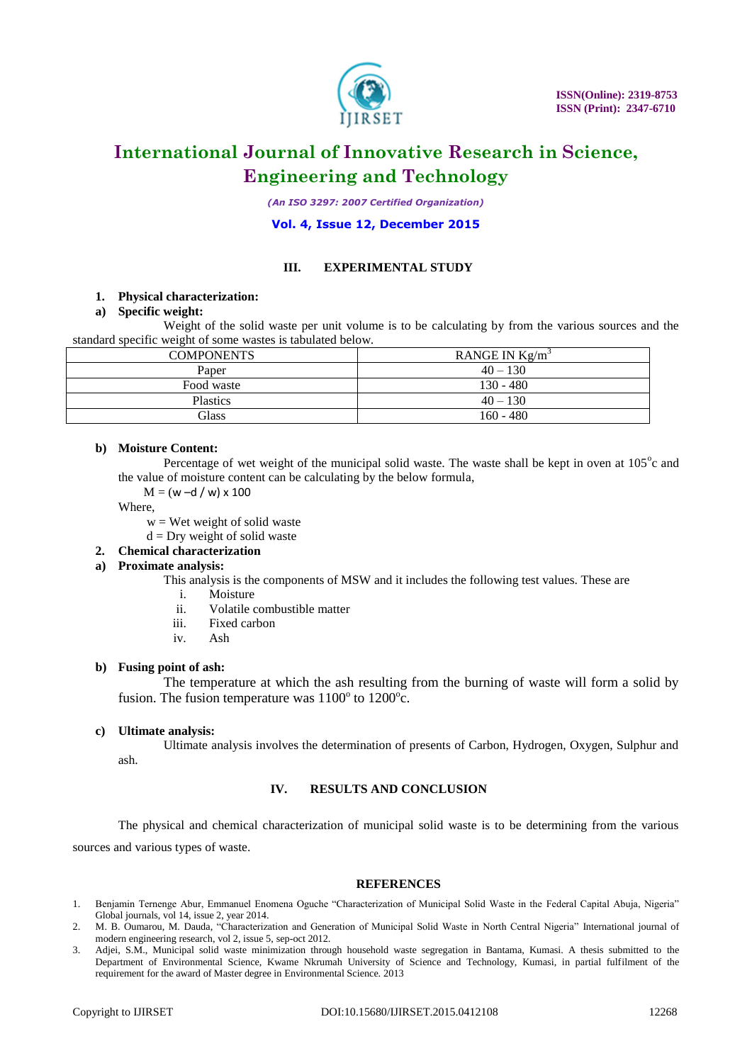## III. EXPERIMENTAL STUDY

**1. Physical characterization:**

**a) Specific weight:**

Weight of the solid waste per unit volume is to be calculating by from the various sources and the standard specific weight of some wastes is tabulated below.

| COMPONENTS | RANGE IN $Kg/m^3$ |
|---|---|
| Paper | 40 – 130 |
| Food waste | 130 - 480 |
| Plastics | 40 – 130 |
| Glass | 160 - 480 |

**b) Moisture Content:**

Percentage of wet weight of the municipal solid waste. The waste shall be kept in oven at $105^o$c and the value of moisture content can be calculating by the below formula,

$M = (w - d / w) \times 100$

Where,

w = Wet weight of solid waste

d = Dry weight of solid waste

**2. Chemical characterization**

**a) Proximate analysis:**

This analysis is the components of MSW and it includes the following test values. These are

i. Moisture
ii. Volatile combustible matter
iii. Fixed carbon
iv. Ash

**b) Fusing point of ash:**

The temperature at which the ash resulting from the burning of waste will form a solid by fusion. The fusion temperature was $1100^o$ to $1200^o$c.

**c) Ultimate analysis:**

Ultimate analysis involves the determination of presents of Carbon, Hydrogen, Oxygen, Sulphur and ash.

## IV. RESULTS AND CONCLUSION

The physical and chemical characterization of municipal solid waste is to be determining from the various sources and various types of waste.

## REFERENCES

1. Benjamin Ternenge Abur, Emmanuel Enomena Oguche "Characterization of Municipal Solid Waste in the Federal Capital Abuja, Nigeria" Global journals, vol 14, issue 2, year 2014.
2. M. B. Oumarou, M. Dauda, "Characterization and Generation of Municipal Solid Waste in North Central Nigeria" International journal of modern engineering research, vol 2, issue 5, sep-oct 2012.
3. Adjei, S.M., Municipal solid waste minimization through household waste segregation in Bantama, Kumasi. A thesis submitted to the Department of Environmental Science, Kwame Nkrumah University of Science and Technology, Kumasi, in partial fulfilment of the requirement for the award of Master degree in Environmental Science. 2013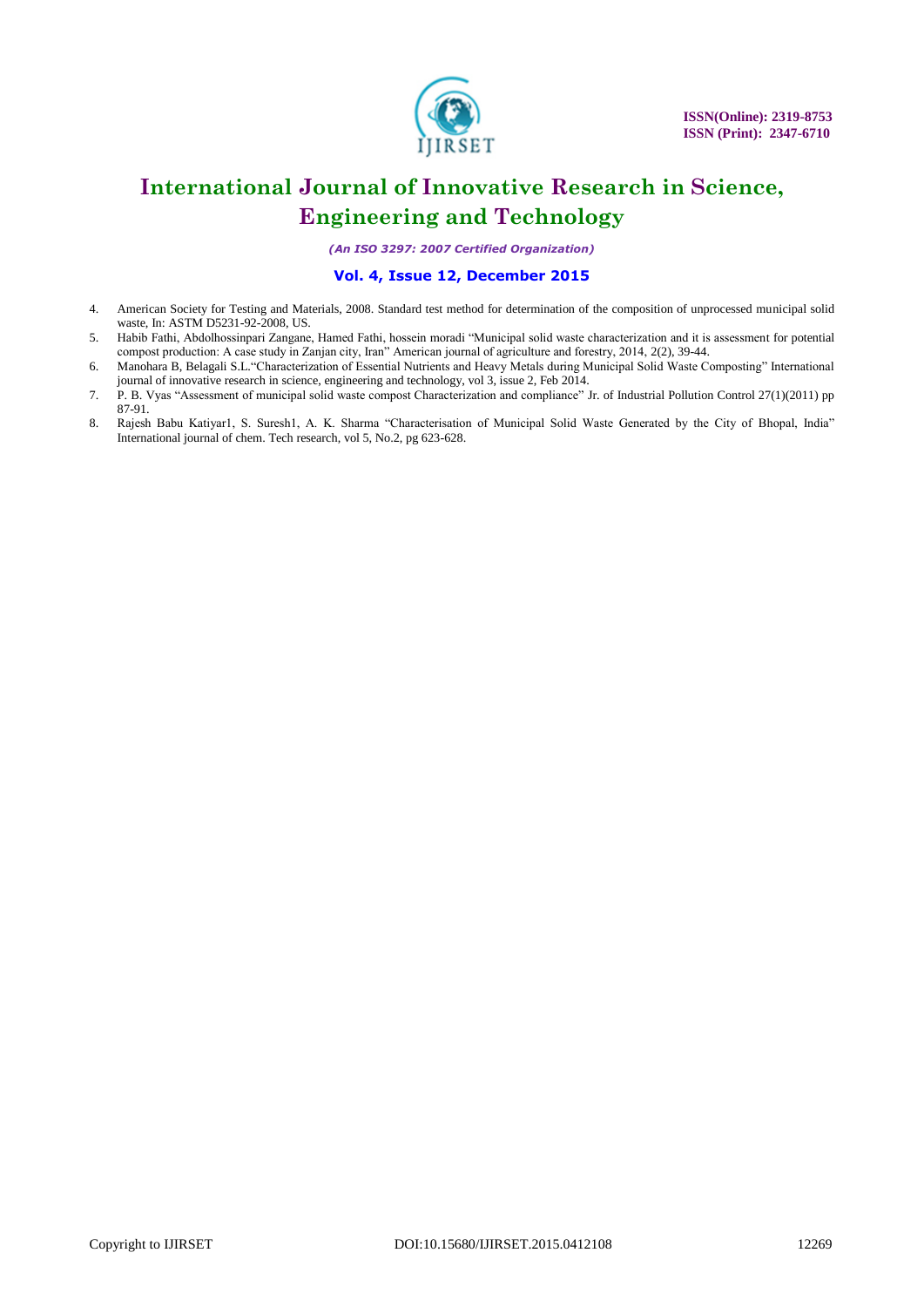4. American Society for Testing and Materials, 2008. Standard test method for determination of the composition of unprocessed municipal solid waste, In: ASTM D5231-92-2008, US.
5. Habib Fathi, Abdolhossinpari Zangane, Hamed Fathi, hossein moradi "Municipal solid waste characterization and it is assessment for potential compost production: A case study in Zanjan city, Iran" American journal of agriculture and forestry, 2014, 2(2), 39-44.
6. Manohara B, Belagali S.L."Characterization of Essential Nutrients and Heavy Metals during Municipal Solid Waste Composting" International journal of innovative research in science, engineering and technology, vol 3, issue 2, Feb 2014.
7. P. B. Vyas "Assessment of municipal solid waste compost Characterization and compliance" Jr. of Industrial Pollution Control 27(1)(2011) pp 87-91.
8. Rajesh Babu Katiyar1, S. Suresh1, A. K. Sharma "Characterisation of Municipal Solid Waste Generated by the City of Bhopal, India" International journal of chem. Tech research, vol 5, No.2, pg 623-628.